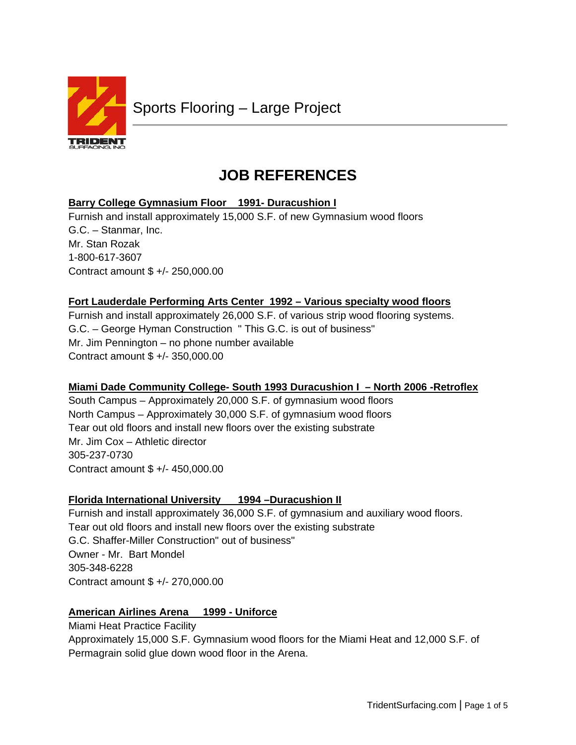Sports Flooring – Large Project

# JOB REFERENCES

**Barry College Gymnasium Floor 1991- Duracushion I**

Furnish and install approximately 15,000 S.F. of new Gymnasium wood floors
G.C. – Stanmar, Inc.
Mr. Stan Rozak
1-800-617-3607
Contract amount $ +/- 250,000.00

**Fort Lauderdale Performing Arts Center 1992 – Various specialty wood floors**

Furnish and install approximately 26,000 S.F. of various strip wood flooring systems.
G.C. – George Hyman Construction " This G.C. is out of business"
Mr. Jim Pennington – no phone number available
Contract amount $ +/- 350,000.00

**Miami Dade Community College- South 1993 Duracushion I – North 2006 -Retroflex**

South Campus – Approximately 20,000 S.F. of gymnasium wood floors
North Campus – Approximately 30,000 S.F. of gymnasium wood floors
Tear out old floors and install new floors over the existing substrate
Mr. Jim Cox – Athletic director
305-237-0730
Contract amount $ +/- 450,000.00

**Florida International University 1994 –Duracushion II**

Furnish and install approximately 36,000 S.F. of gymnasium and auxiliary wood floors.
Tear out old floors and install new floors over the existing substrate
G.C. Shaffer-Miller Construction" out of business"
Owner - Mr. Bart Mondel
305-348-6228
Contract amount $ +/- 270,000.00

**American Airlines Arena 1999 - Uniforce**

Miami Heat Practice Facility
Approximately 15,000 S.F. Gymnasium wood floors for the Miami Heat and 12,000 S.F. of Permagrain solid glue down wood floor in the Arena.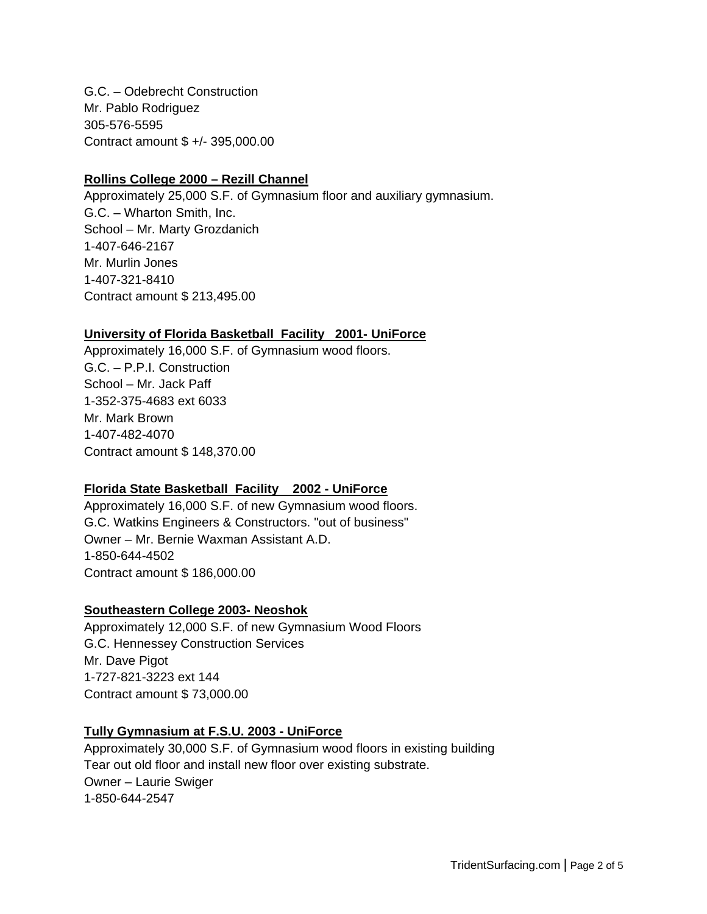G.C. – Odebrecht Construction
Mr. Pablo Rodriguez
305-576-5595
Contract amount $ +/- 395,000.00

**Rollins College 2000 – Rezill Channel**

Approximately 25,000 S.F. of Gymnasium floor and auxiliary gymnasium.
G.C. – Wharton Smith, Inc.
School – Mr. Marty Grozdanich
1-407-646-2167
Mr. Murlin Jones
1-407-321-8410
Contract amount $ 213,495.00

**University of Florida Basketball Facility 2001- UniForce**

Approximately 16,000 S.F. of Gymnasium wood floors.
G.C. – P.P.I. Construction
School – Mr. Jack Paff
1-352-375-4683 ext 6033
Mr. Mark Brown
1-407-482-4070
Contract amount $ 148,370.00

**Florida State Basketball Facility 2002 - UniForce**

Approximately 16,000 S.F. of new Gymnasium wood floors.
G.C. Watkins Engineers & Constructors. "out of business"
Owner – Mr. Bernie Waxman Assistant A.D.
1-850-644-4502
Contract amount $ 186,000.00

**Southeastern College 2003- Neoshok**

Approximately 12,000 S.F. of new Gymnasium Wood Floors
G.C. Hennessey Construction Services
Mr. Dave Pigot
1-727-821-3223 ext 144
Contract amount $ 73,000.00

**Tully Gymnasium at F.S.U. 2003 - UniForce**

Approximately 30,000 S.F. of Gymnasium wood floors in existing building
Tear out old floor and install new floor over existing substrate.
Owner – Laurie Swiger
1-850-644-2547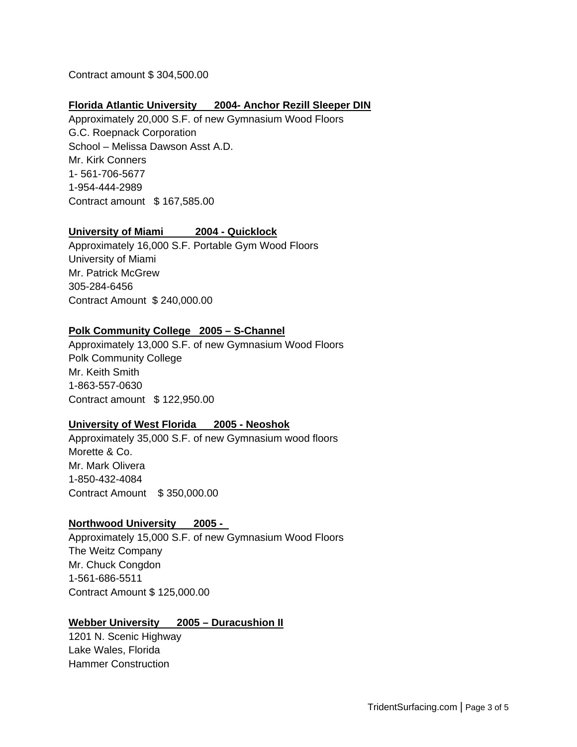Contract amount $ 304,500.00

**Florida Atlantic University 2004- Anchor Rezill Sleeper DIN**

Approximately 20,000 S.F. of new Gymnasium Wood Floors
G.C. Roepnack Corporation
School – Melissa Dawson Asst A.D.
Mr. Kirk Conners
1- 561-706-5677
1-954-444-2989
Contract amount $ 167,585.00

**University of Miami 2004 - Quicklock**

Approximately 16,000 S.F. Portable Gym Wood Floors
University of Miami
Mr. Patrick McGrew
305-284-6456
Contract Amount $ 240,000.00

**Polk Community College 2005 – S-Channel**

Approximately 13,000 S.F. of new Gymnasium Wood Floors
Polk Community College
Mr. Keith Smith
1-863-557-0630
Contract amount $ 122,950.00

**University of West Florida 2005 - Neoshok**

Approximately 35,000 S.F. of new Gymnasium wood floors
Morette & Co.
Mr. Mark Olivera
1-850-432-4084
Contract Amount $ 350,000.00

**Northwood University 2005 -**

Approximately 15,000 S.F. of new Gymnasium Wood Floors
The Weitz Company
Mr. Chuck Congdon
1-561-686-5511
Contract Amount $ 125,000.00

**Webber University 2005 – Duracushion II**

1201 N. Scenic Highway
Lake Wales, Florida
Hammer Construction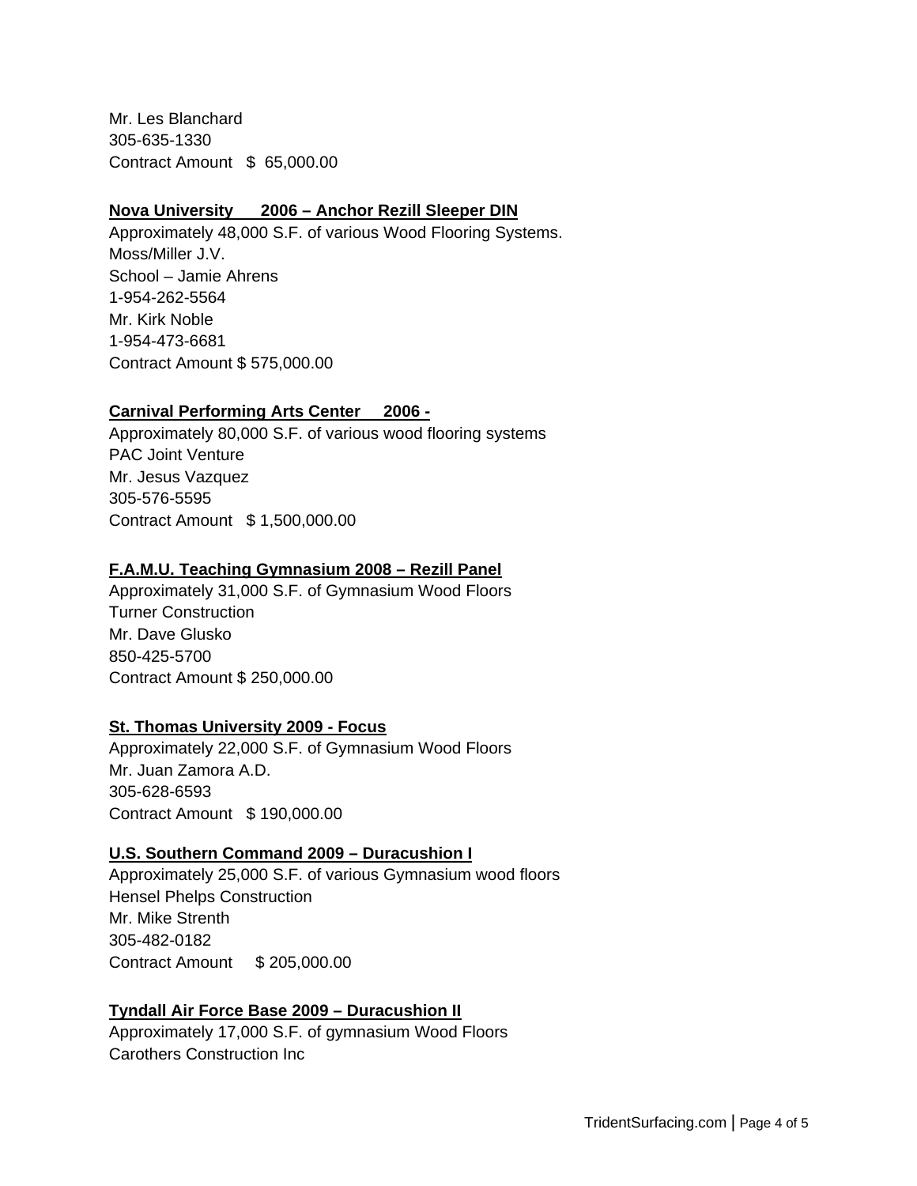Mr. Les Blanchard
305-635-1330
Contract Amount $ 65,000.00

**Nova University 2006 – Anchor Rezill Sleeper DIN**

Approximately 48,000 S.F. of various Wood Flooring Systems.
Moss/Miller J.V.
School – Jamie Ahrens
1-954-262-5564
Mr. Kirk Noble
1-954-473-6681
Contract Amount $ 575,000.00

**Carnival Performing Arts Center 2006 -**

Approximately 80,000 S.F. of various wood flooring systems
PAC Joint Venture
Mr. Jesus Vazquez
305-576-5595
Contract Amount $ 1,500,000.00

**F.A.M.U. Teaching Gymnasium 2008 – Rezill Panel**

Approximately 31,000 S.F. of Gymnasium Wood Floors
Turner Construction
Mr. Dave Glusko
850-425-5700
Contract Amount $ 250,000.00

**St. Thomas University 2009 - Focus**

Approximately 22,000 S.F. of Gymnasium Wood Floors
Mr. Juan Zamora A.D.
305-628-6593
Contract Amount $ 190,000.00

**U.S. Southern Command 2009 – Duracushion I**

Approximately 25,000 S.F. of various Gymnasium wood floors
Hensel Phelps Construction
Mr. Mike Strenth
305-482-0182
Contract Amount $ 205,000.00

**Tyndall Air Force Base 2009 – Duracushion II**

Approximately 17,000 S.F. of gymnasium Wood Floors
Carothers Construction Inc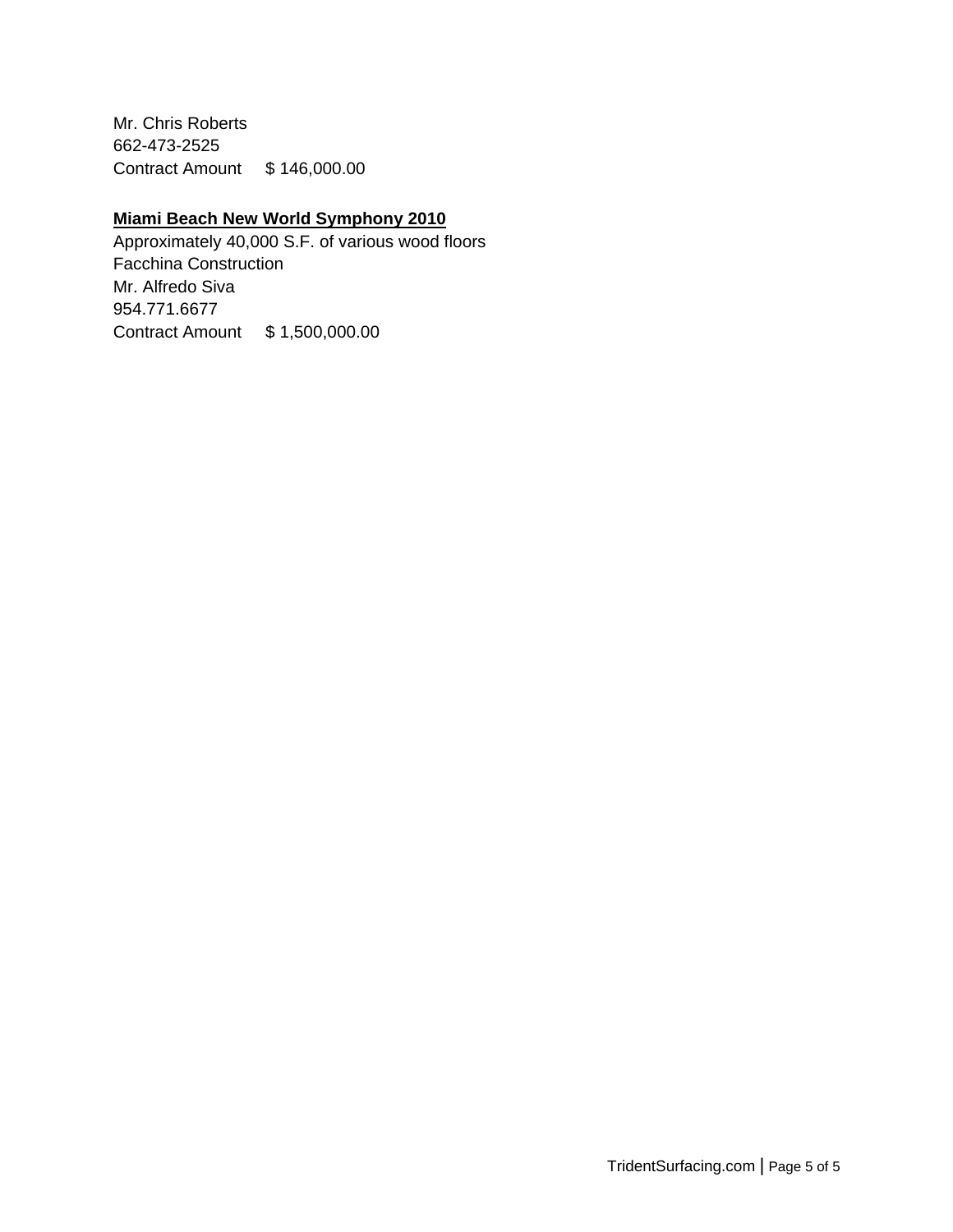Mr. Chris Roberts
662-473-2525
Contract Amount $ 146,000.00

**Miami Beach New World Symphony 2010**

Approximately 40,000 S.F. of various wood floors
Facchina Construction
Mr. Alfredo Siva
954.771.6677
Contract Amount $ 1,500,000.00